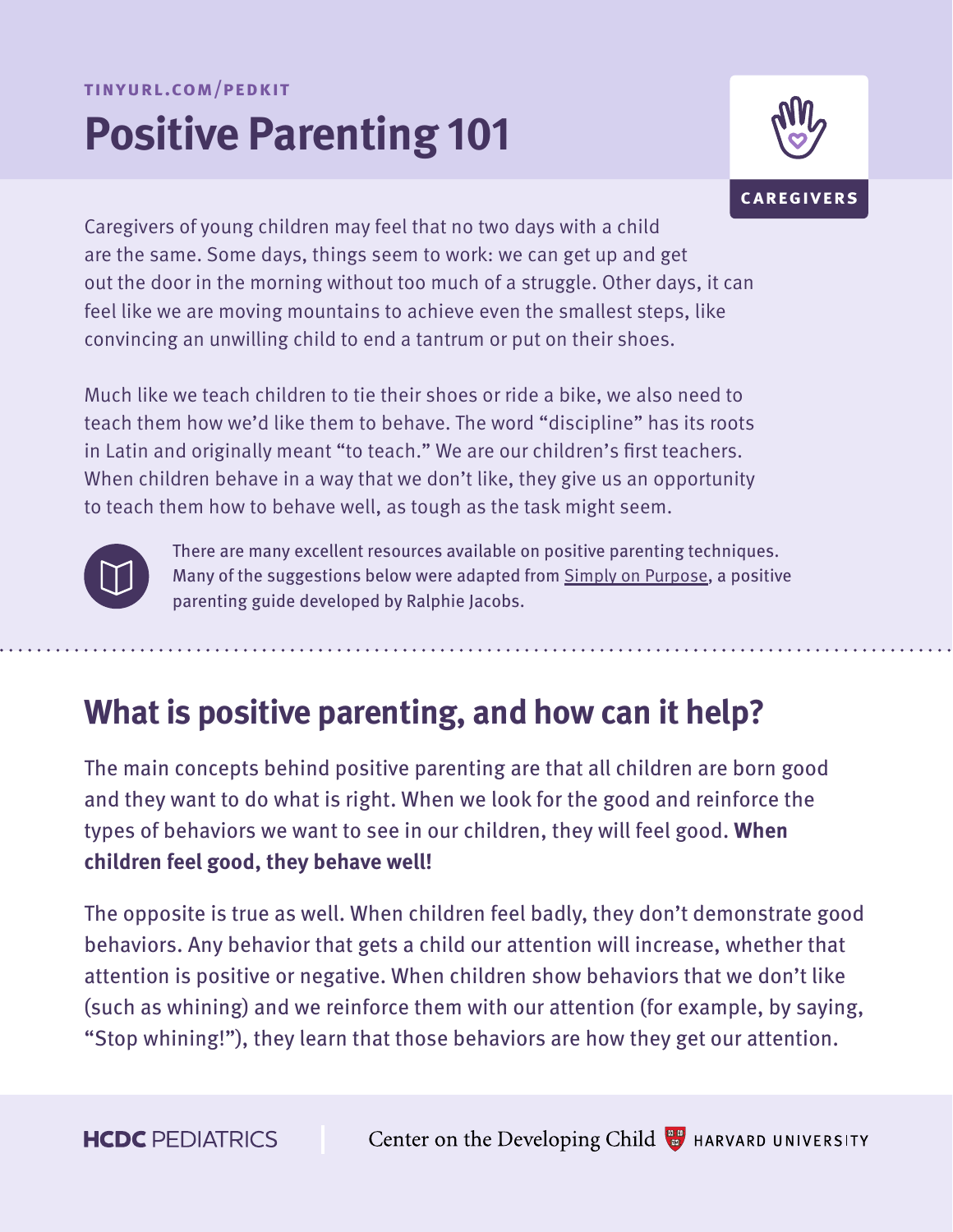TINYURL.COM/PEDKIT

# Positive Parenting 101

CAREGIVERS

Caregivers of young children may feel that no two days with a child are the same. Some days, things seem to work: we can get up and get out the door in the morning without too much of a struggle. Other days, it can feel like we are moving mountains to achieve even the smallest steps, like convincing an unwilling child to end a tantrum or put on their shoes.

Much like we teach children to tie their shoes or ride a bike, we also need to teach them how we'd like them to behave. The word "discipline" has its roots in Latin and originally meant "to teach." We are our children's first teachers. When children behave in a way that we don't like, they give us an opportunity to teach them how to behave well, as tough as the task might seem.

There are many excellent resources available on positive parenting techniques. Many of the suggestions below were adapted from Simply on Purpose, a positive parenting guide developed by Ralphie Jacobs.

## What is positive parenting, and how can it help?

The main concepts behind positive parenting are that all children are born good and they want to do what is right. When we look for the good and reinforce the types of behaviors we want to see in our children, they will feel good. **When children feel good, they behave well!**

The opposite is true as well. When children feel badly, they don't demonstrate good behaviors. Any behavior that gets a child our attention will increase, whether that attention is positive or negative. When children show behaviors that we don't like (such as whining) and we reinforce them with our attention (for example, by saying, "Stop whining!"), they learn that those behaviors are how they get our attention.

HCDC PEDIATRICS | Center on the Developing Child HARVARD UNIVERSITY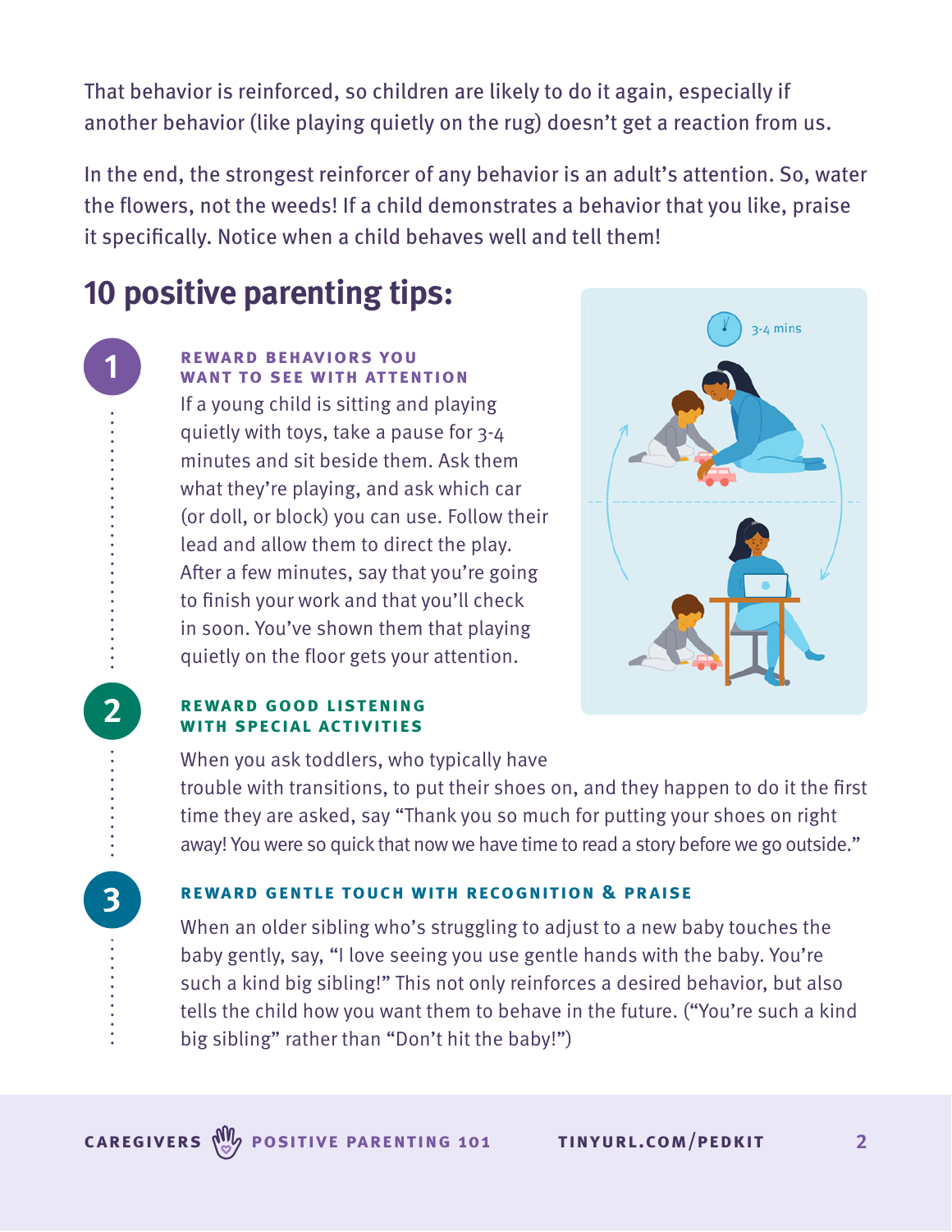That behavior is reinforced, so children are likely to do it again, especially if another behavior (like playing quietly on the rug) doesn't get a reaction from us.

In the end, the strongest reinforcer of any behavior is an adult's attention. So, water the flowers, not the weeds! If a child demonstrates a behavior that you like, praise it specifically. Notice when a child behaves well and tell them!

## 10 positive parenting tips:

### 1 REWARD BEHAVIORS YOU WANT TO SEE WITH ATTENTION

If a young child is sitting and playing quietly with toys, take a pause for 3-4 minutes and sit beside them. Ask them what they're playing, and ask which car (or doll, or block) you can use. Follow their lead and allow them to direct the play. After a few minutes, say that you're going to finish your work and that you'll check in soon. You've shown them that playing quietly on the floor gets your attention.

### 2 REWARD GOOD LISTENING WITH SPECIAL ACTIVITIES

When you ask toddlers, who typically have trouble with transitions, to put their shoes on, and they happen to do it the first time they are asked, say "Thank you so much for putting your shoes on right away! You were so quick that now we have time to read a story before we go outside."

### 3 REWARD GENTLE TOUCH WITH RECOGNITION & PRAISE

When an older sibling who's struggling to adjust to a new baby touches the baby gently, say, "I love seeing you use gentle hands with the baby. You're such a kind big sibling!" This not only reinforces a desired behavior, but also tells the child how you want them to behave in the future. ("You're such a kind big sibling" rather than "Don't hit the baby!")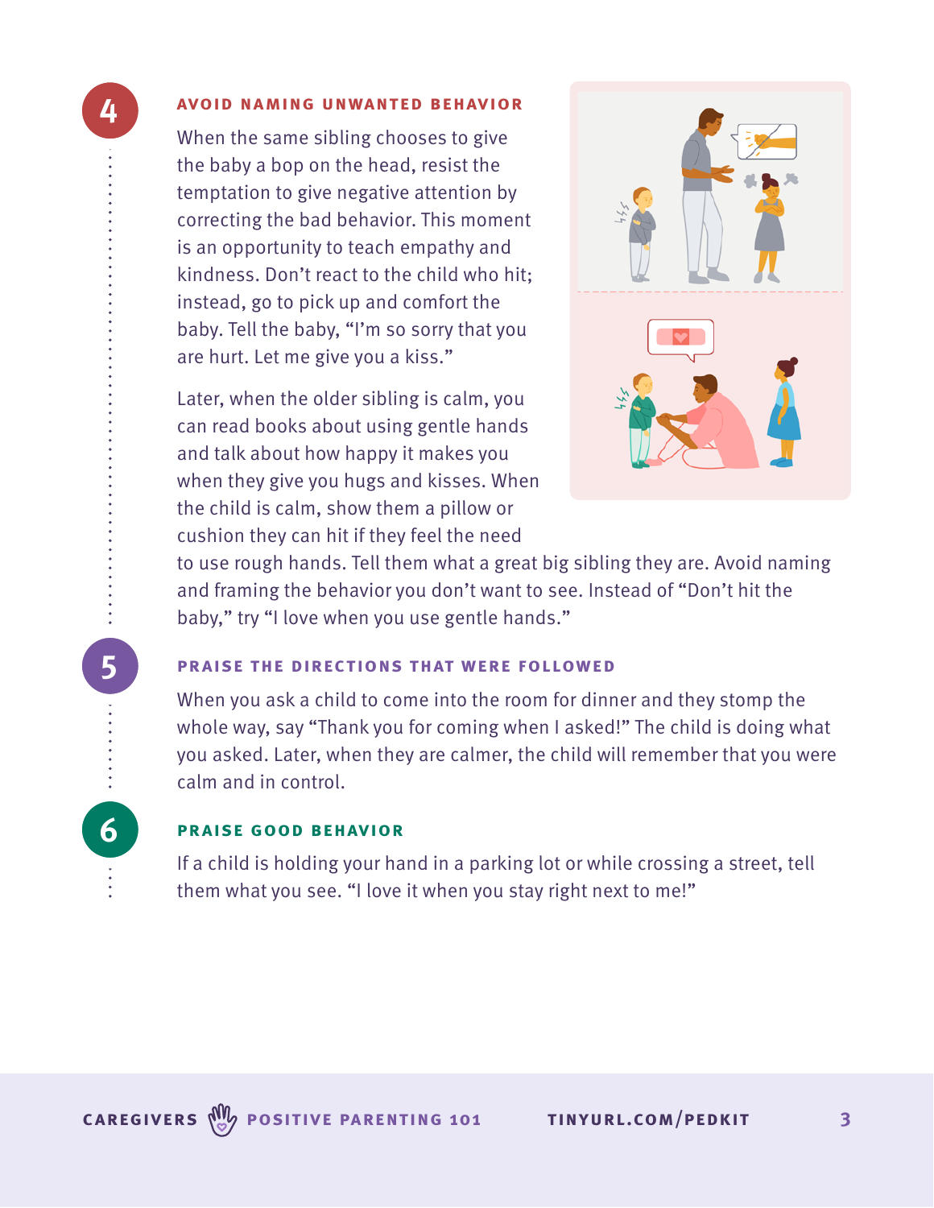## 4 AVOID NAMING UNWANTED BEHAVIOR

When the same sibling chooses to give the baby a bop on the head, resist the temptation to give negative attention by correcting the bad behavior. This moment is an opportunity to teach empathy and kindness. Don't react to the child who hit; instead, go to pick up and comfort the baby. Tell the baby, "I'm so sorry that you are hurt. Let me give you a kiss."

Later, when the older sibling is calm, you can read books about using gentle hands and talk about how happy it makes you when they give you hugs and kisses. When the child is calm, show them a pillow or cushion they can hit if they feel the need to use rough hands. Tell them what a great big sibling they are. Avoid naming and framing the behavior you don't want to see. Instead of "Don't hit the baby," try "I love when you use gentle hands."

## 5 PRAISE THE DIRECTIONS THAT WERE FOLLOWED

When you ask a child to come into the room for dinner and they stomp the whole way, say "Thank you for coming when I asked!" The child is doing what you asked. Later, when they are calmer, the child will remember that you were calm and in control.

## 6 PRAISE GOOD BEHAVIOR

If a child is holding your hand in a parking lot or while crossing a street, tell them what you see. "I love it when you stay right next to me!"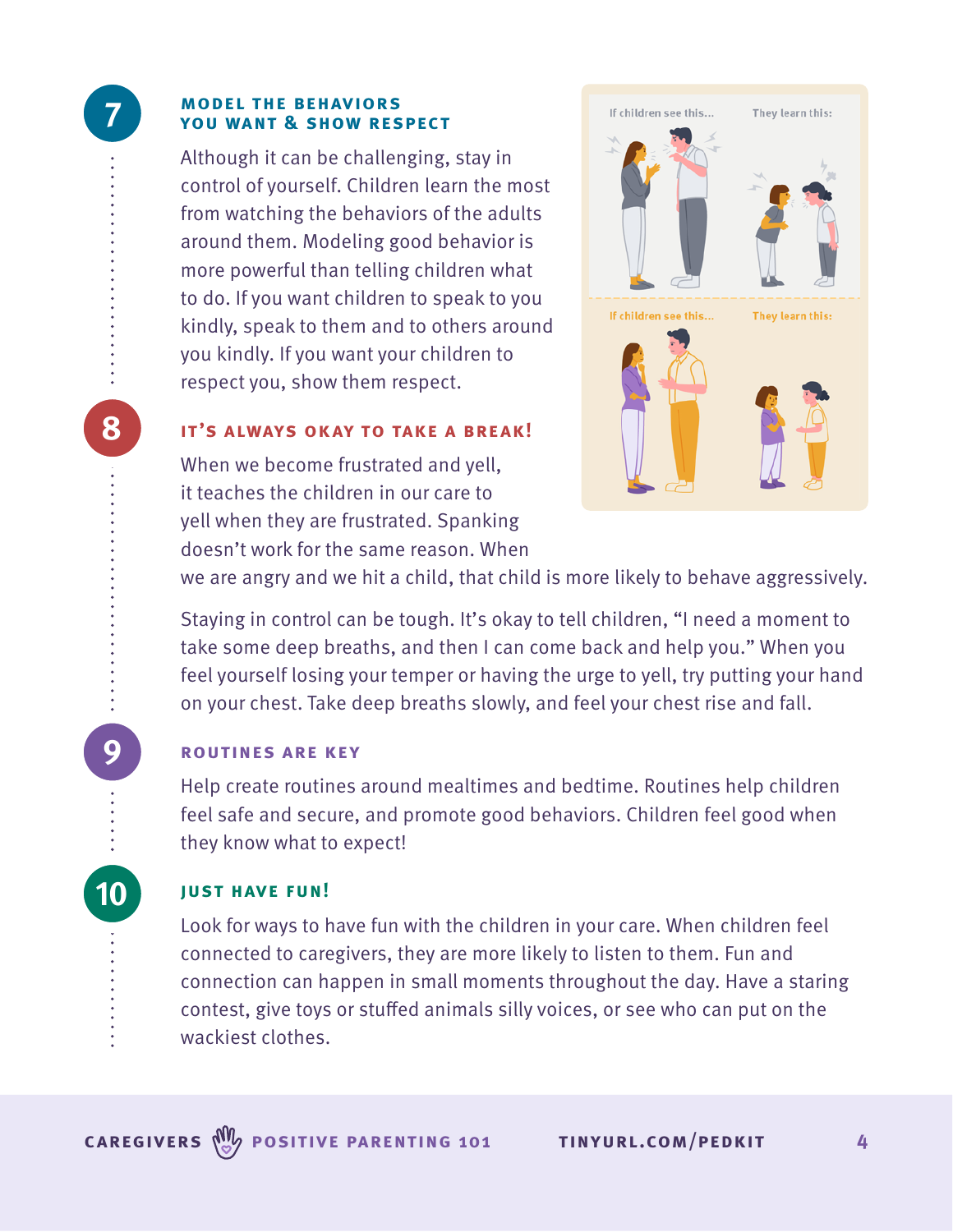## 7 MODEL THE BEHAVIORS YOU WANT & SHOW RESPECT

Although it can be challenging, stay in control of yourself. Children learn the most from watching the behaviors of the adults around them. Modeling good behavior is more powerful than telling children what to do. If you want children to speak to you kindly, speak to them and to others around you kindly. If you want your children to respect you, show them respect.

If children see this... They learn this:

If children see this... They learn this:

## 8 IT'S ALWAYS OKAY TO TAKE A BREAK!

When we become frustrated and yell, it teaches the children in our care to yell when they are frustrated. Spanking doesn't work for the same reason. When we are angry and we hit a child, that child is more likely to behave aggressively.

Staying in control can be tough. It's okay to tell children, "I need a moment to take some deep breaths, and then I can come back and help you." When you feel yourself losing your temper or having the urge to yell, try putting your hand on your chest. Take deep breaths slowly, and feel your chest rise and fall.

## 9 ROUTINES ARE KEY

Help create routines around mealtimes and bedtime. Routines help children feel safe and secure, and promote good behaviors. Children feel good when they know what to expect!

## 10 JUST HAVE FUN!

Look for ways to have fun with the children in your care. When children feel connected to caregivers, they are more likely to listen to them. Fun and connection can happen in small moments throughout the day. Have a staring contest, give toys or stuffed animals silly voices, or see who can put on the wackiest clothes.